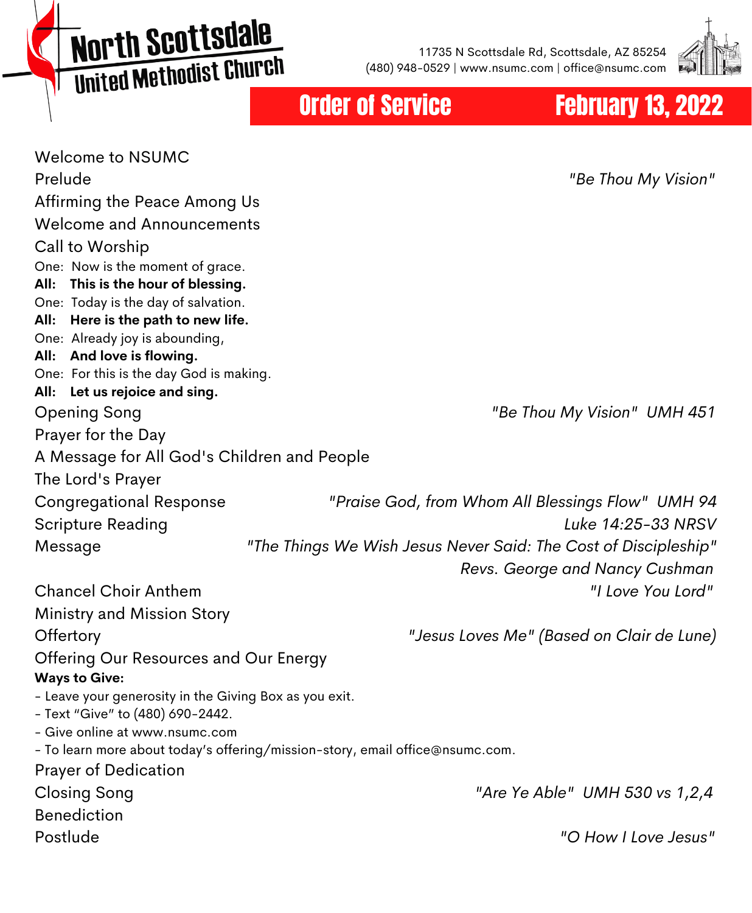# North Scottsdale United Methodist Church

11735 N Scottsdale Rd, Scottsdale, AZ 85254
(480) 948-0529 | www.nsumc.com | office@nsumc.com

## Order of Service — February 13, 2022

Welcome to NSUMC

Prelude — *"Be Thou My Vision"*

Affirming the Peace Among Us

Welcome and Announcements

Call to Worship

One: Now is the moment of grace.
**All: This is the hour of blessing.**
One: Today is the day of salvation.
**All: Here is the path to new life.**
One: Already joy is abounding,
**All: And love is flowing.**
One: For this is the day God is making.
**All: Let us rejoice and sing.**

Opening Song — *"Be Thou My Vision" UMH 451*

Prayer for the Day

A Message for All God's Children and People

The Lord's Prayer

Congregational Response — *"Praise God, from Whom All Blessings Flow" UMH 94*

Scripture Reading — *Luke 14:25-33 NRSV*

Message — *"The Things We Wish Jesus Never Said: The Cost of Discipleship"*
*Revs. George and Nancy Cushman*

Chancel Choir Anthem — *"I Love You Lord"*

Ministry and Mission Story

Offertory — *"Jesus Loves Me" (Based on Clair de Lune)*

Offering Our Resources and Our Energy

**Ways to Give:**
- Leave your generosity in the Giving Box as you exit.
- Text "Give" to (480) 690-2442.
- Give online at www.nsumc.com
- To learn more about today's offering/mission-story, email office@nsumc.com.

Prayer of Dedication

Closing Song — *"Are Ye Able" UMH 530 vs 1,2,4*

Benediction

Postlude — *"O How I Love Jesus"*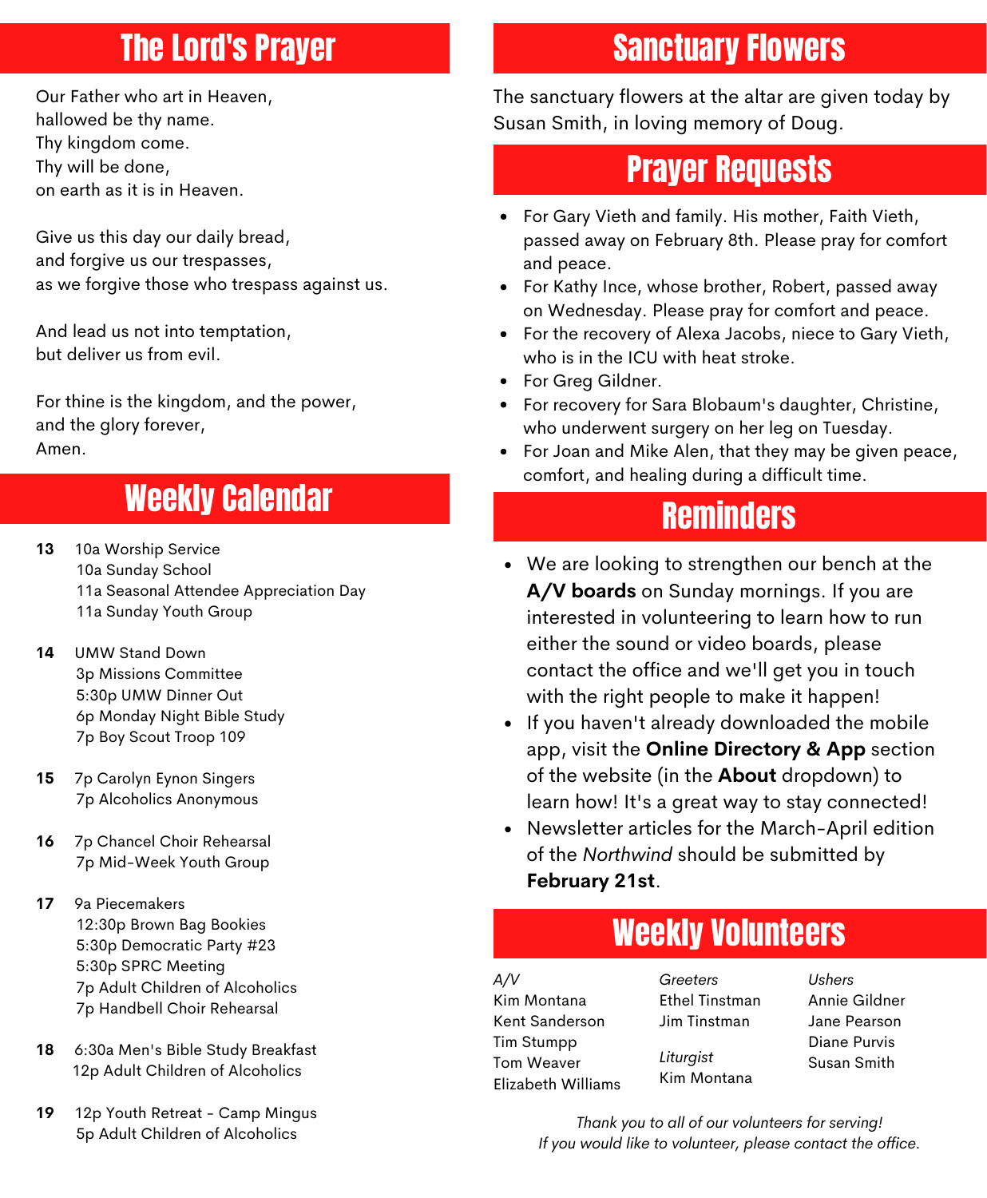## The Lord's Prayer

Our Father who art in Heaven,
hallowed be thy name.
Thy kingdom come.
Thy will be done,
on earth as it is in Heaven.

Give us this day our daily bread,
and forgive us our trespasses,
as we forgive those who trespass against us.

And lead us not into temptation,
but deliver us from evil.

For thine is the kingdom, and the power,
and the glory forever,
Amen.

## Weekly Calendar

**13**
10a Worship Service
10a Sunday School
11a Seasonal Attendee Appreciation Day
11a Sunday Youth Group

**14**
UMW Stand Down
3p Missions Committee
5:30p UMW Dinner Out
6p Monday Night Bible Study
7p Boy Scout Troop 109

**15**
7p Carolyn Eynon Singers
7p Alcoholics Anonymous

**16**
7p Chancel Choir Rehearsal
7p Mid-Week Youth Group

**17**
9a Piecemakers
12:30p Brown Bag Bookies
5:30p Democratic Party #23
5:30p SPRC Meeting
7p Adult Children of Alcoholics
7p Handbell Choir Rehearsal

**18**
6:30a Men's Bible Study Breakfast
12p Adult Children of Alcoholics

**19**
12p Youth Retreat - Camp Mingus
5p Adult Children of Alcoholics

## Sanctuary Flowers

The sanctuary flowers at the altar are given today by Susan Smith, in loving memory of Doug.

## Prayer Requests

- For Gary Vieth and family. His mother, Faith Vieth, passed away on February 8th. Please pray for comfort and peace.
- For Kathy Ince, whose brother, Robert, passed away on Wednesday. Please pray for comfort and peace.
- For the recovery of Alexa Jacobs, niece to Gary Vieth, who is in the ICU with heat stroke.
- For Greg Gildner.
- For recovery for Sara Blobaum's daughter, Christine, who underwent surgery on her leg on Tuesday.
- For Joan and Mike Alen, that they may be given peace, comfort, and healing during a difficult time.

## Reminders

- We are looking to strengthen our bench at the **A/V boards** on Sunday mornings. If you are interested in volunteering to learn how to run either the sound or video boards, please contact the office and we'll get you in touch with the right people to make it happen!
- If you haven't already downloaded the mobile app, visit the **Online Directory & App** section of the website (in the **About** dropdown) to learn how! It's a great way to stay connected!
- Newsletter articles for the March-April edition of the *Northwind* should be submitted by **February 21st**.

## Weekly Volunteers

*A/V*
Kim Montana
Kent Sanderson
Tim Stumpp
Tom Weaver
Elizabeth Williams

*Greeters*
Ethel Tinstman
Jim Tinstman

*Liturgist*
Kim Montana

*Ushers*
Annie Gildner
Jane Pearson
Diane Purvis
Susan Smith

*Thank you to all of our volunteers for serving!*
*If you would like to volunteer, please contact the office.*